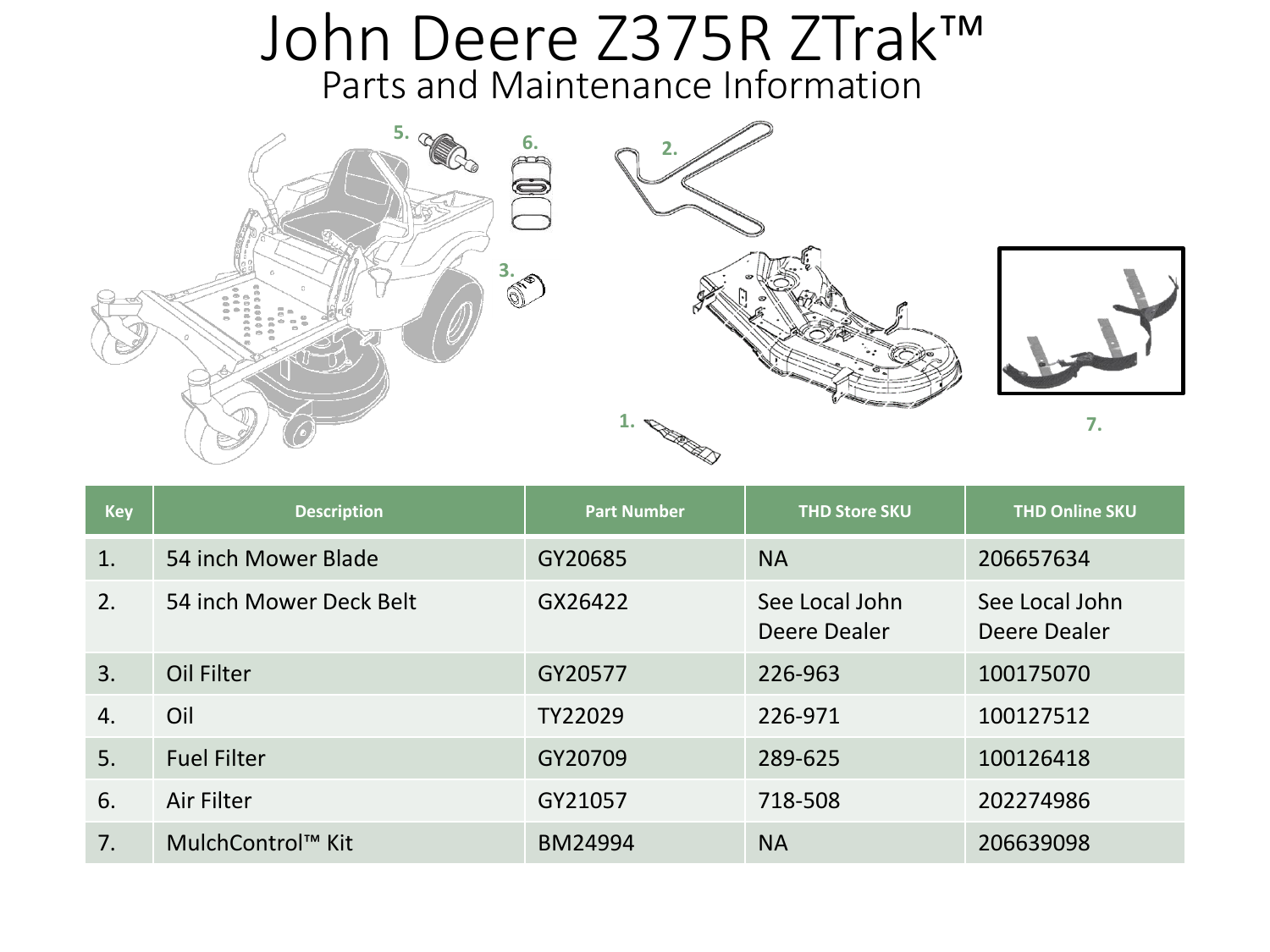# John Deere Z375R ZTrak™

## Parts and Maintenance Information

| Key | Description | Part Number | THD Store SKU | THD Online SKU |
|---|---|---|---|---|
| 1. | 54 inch Mower Blade | GY20685 | NA | 206657634 |
| 2. | 54 inch Mower Deck Belt | GX26422 | See Local John Deere Dealer | See Local John Deere Dealer |
| 3. | Oil Filter | GY20577 | 226-963 | 100175070 |
| 4. | Oil | TY22029 | 226-971 | 100127512 |
| 5. | Fuel Filter | GY20709 | 289-625 | 100126418 |
| 6. | Air Filter | GY21057 | 718-508 | 202274986 |
| 7. | MulchControl™ Kit | BM24994 | NA | 206639098 |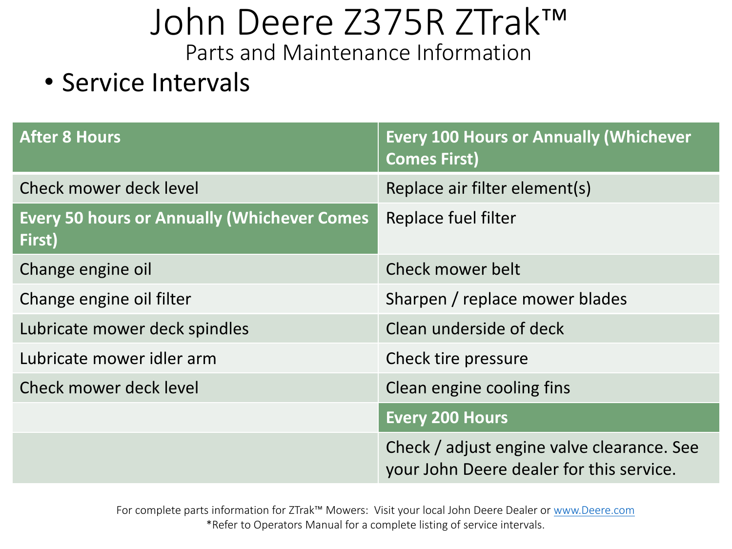# John Deere Z375R ZTrak™

## Parts and Maintenance Information

- Service Intervals

| **After 8 Hours** | **Every 100 Hours or Annually (Whichever Comes First)** |
|---|---|
| Check mower deck level | Replace air filter element(s) |
| **Every 50 hours or Annually (Whichever Comes First)** | Replace fuel filter |
| Change engine oil | Check mower belt |
| Change engine oil filter | Sharpen / replace mower blades |
| Lubricate mower deck spindles | Clean underside of deck |
| Lubricate mower idler arm | Check tire pressure |
| Check mower deck level | Clean engine cooling fins |
| | **Every 200 Hours** |
| | Check / adjust engine valve clearance. See your John Deere dealer for this service. |

For complete parts information for ZTrak™ Mowers: Visit your local John Deere Dealer or www.Deere.com

*Refer to Operators Manual for a complete listing of service intervals.